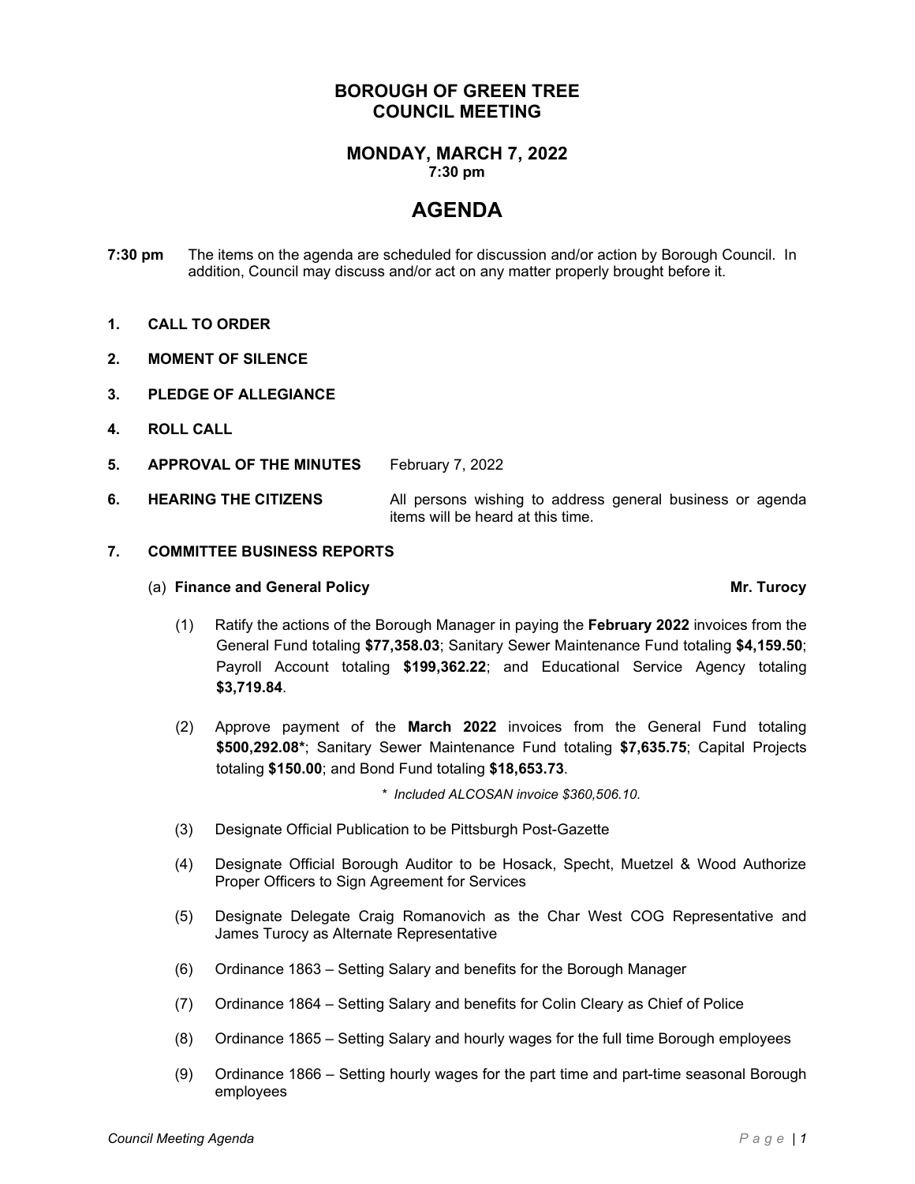# BOROUGH OF GREEN TREE
# COUNCIL MEETING

## MONDAY, MARCH 7, 2022
**7:30 pm**

# AGENDA

**7:30 pm** The items on the agenda are scheduled for discussion and/or action by Borough Council. In addition, Council may discuss and/or act on any matter properly brought before it.

**1. CALL TO ORDER**

**2. MOMENT OF SILENCE**

**3. PLEDGE OF ALLEGIANCE**

**4. ROLL CALL**

**5. APPROVAL OF THE MINUTES** February 7, 2022

**6. HEARING THE CITIZENS** All persons wishing to address general business or agenda items will be heard at this time.

**7. COMMITTEE BUSINESS REPORTS**

(a) **Finance and General Policy** **Mr. Turocy**

(1) Ratify the actions of the Borough Manager in paying the **February 2022** invoices from the General Fund totaling **$77,358.03**; Sanitary Sewer Maintenance Fund totaling **$4,159.50**; Payroll Account totaling **$199,362.22**; and Educational Service Agency totaling **$3,719.84**.

(2) Approve payment of the **March 2022** invoices from the General Fund totaling **$500,292.08***; Sanitary Sewer Maintenance Fund totaling **$7,635.75**; Capital Projects totaling **$150.00**; and Bond Fund totaling **$18,653.73**.

*\* Included ALCOSAN invoice $360,506.10.*

(3) Designate Official Publication to be Pittsburgh Post-Gazette

(4) Designate Official Borough Auditor to be Hosack, Specht, Muetzel & Wood Authorize Proper Officers to Sign Agreement for Services

(5) Designate Delegate Craig Romanovich as the Char West COG Representative and James Turocy as Alternate Representative

(6) Ordinance 1863 – Setting Salary and benefits for the Borough Manager

(7) Ordinance 1864 – Setting Salary and benefits for Colin Cleary as Chief of Police

(8) Ordinance 1865 – Setting Salary and hourly wages for the full time Borough employees

(9) Ordinance 1866 – Setting hourly wages for the part time and part-time seasonal Borough employees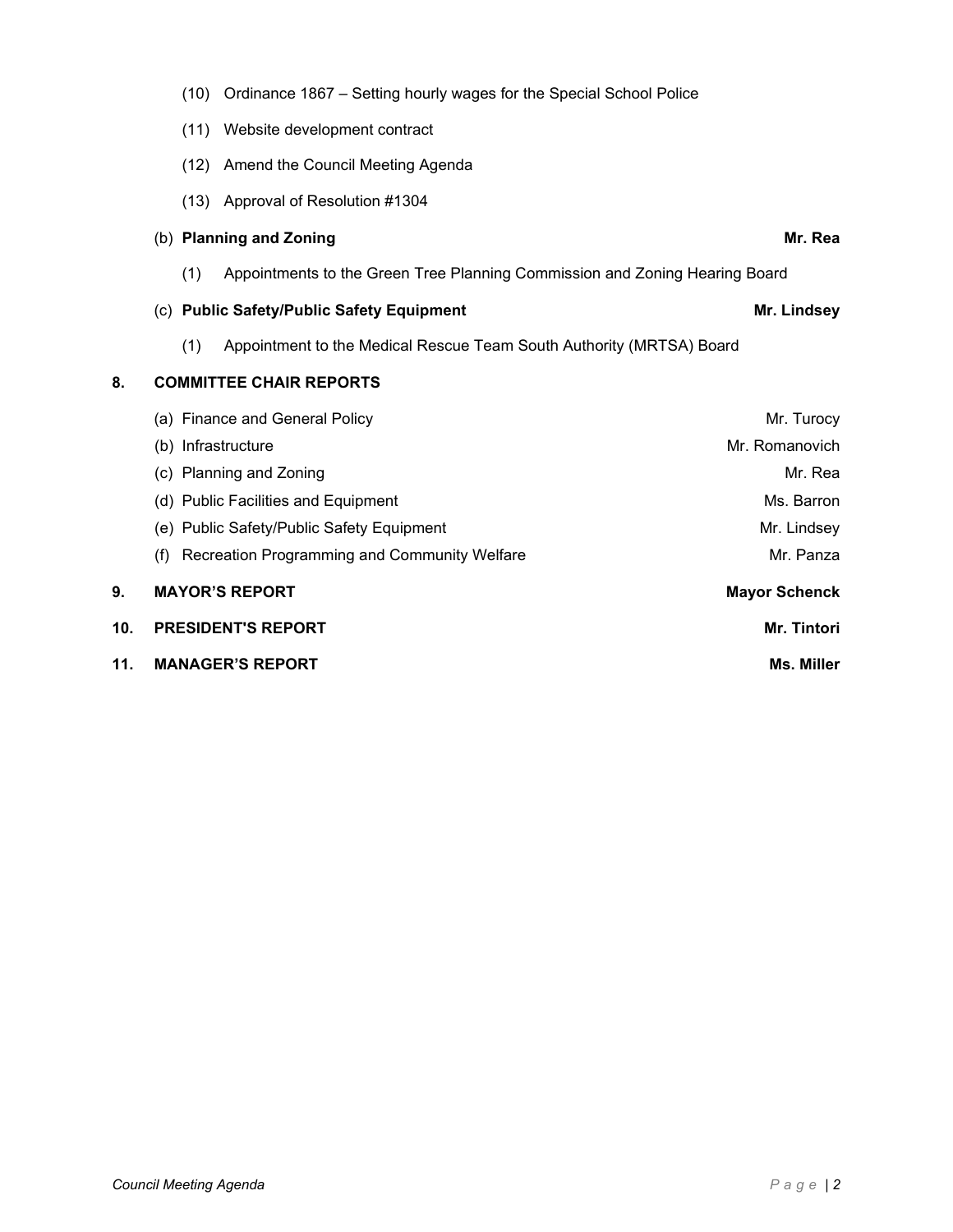(10) Ordinance 1867 – Setting hourly wages for the Special School Police

(11) Website development contract

(12) Amend the Council Meeting Agenda

(13) Approval of Resolution #1304

(b) **Planning and Zoning** **Mr. Rea**

(1) Appointments to the Green Tree Planning Commission and Zoning Hearing Board

(c) **Public Safety/Public Safety Equipment** **Mr. Lindsey**

(1) Appointment to the Medical Rescue Team South Authority (MRTSA) Board

**8. COMMITTEE CHAIR REPORTS**

(a) Finance and General Policy Mr. Turocy

(b) Infrastructure Mr. Romanovich

(c) Planning and Zoning Mr. Rea

(d) Public Facilities and Equipment Ms. Barron

(e) Public Safety/Public Safety Equipment Mr. Lindsey

(f) Recreation Programming and Community Welfare Mr. Panza

**9. MAYOR'S REPORT** **Mayor Schenck**

**10. PRESIDENT'S REPORT** **Mr. Tintori**

**11. MANAGER'S REPORT** **Ms. Miller**